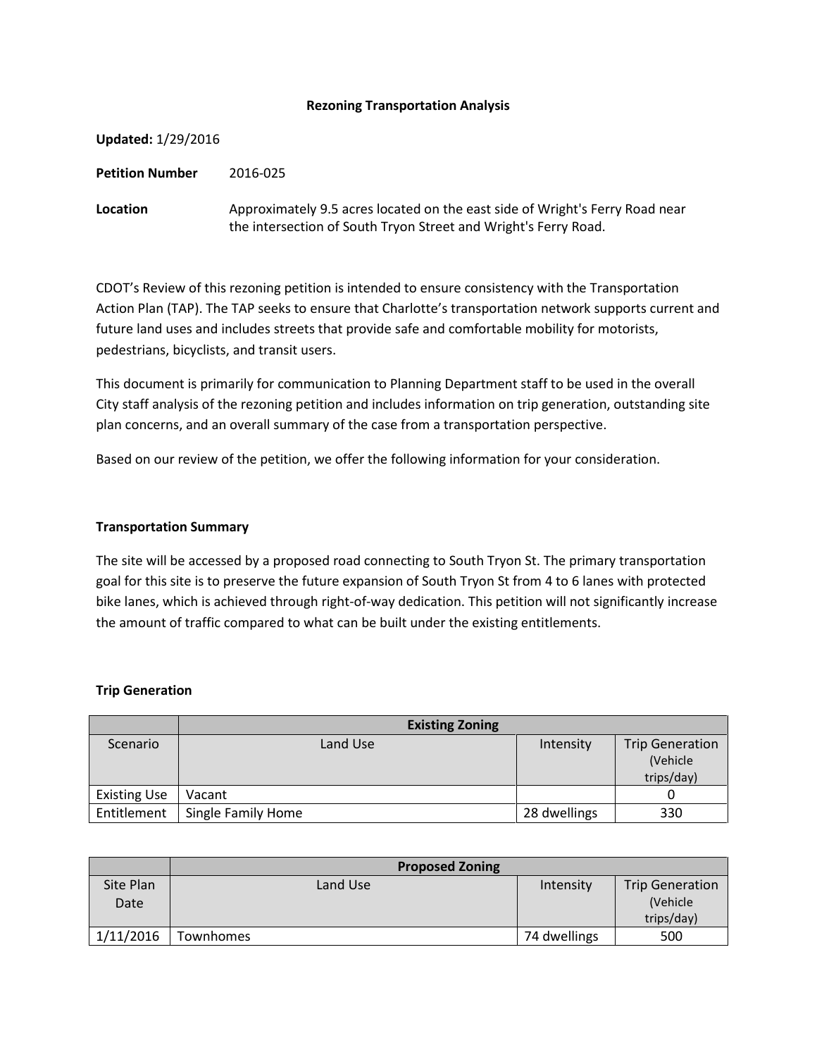# Rezoning Transportation Analysis

**Updated:** 1/29/2016

**Petition Number** 2016-025

**Location** Approximately 9.5 acres located on the east side of Wright's Ferry Road near the intersection of South Tryon Street and Wright's Ferry Road.

CDOT's Review of this rezoning petition is intended to ensure consistency with the Transportation Action Plan (TAP). The TAP seeks to ensure that Charlotte's transportation network supports current and future land uses and includes streets that provide safe and comfortable mobility for motorists, pedestrians, bicyclists, and transit users.

This document is primarily for communication to Planning Department staff to be used in the overall City staff analysis of the rezoning petition and includes information on trip generation, outstanding site plan concerns, and an overall summary of the case from a transportation perspective.

Based on our review of the petition, we offer the following information for your consideration.

## Transportation Summary

The site will be accessed by a proposed road connecting to South Tryon St. The primary transportation goal for this site is to preserve the future expansion of South Tryon St from 4 to 6 lanes with protected bike lanes, which is achieved through right-of-way dedication. This petition will not significantly increase the amount of traffic compared to what can be built under the existing entitlements.

## Trip Generation

| | **Existing Zoning** | | |
|---|---|---|---|
| Scenario | Land Use | Intensity | Trip Generation (Vehicle trips/day) |
| Existing Use | Vacant | | 0 |
| Entitlement | Single Family Home | 28 dwellings | 330 |

| | **Proposed Zoning** | | |
|---|---|---|---|
| Site Plan Date | Land Use | Intensity | Trip Generation (Vehicle trips/day) |
| 1/11/2016 | Townhomes | 74 dwellings | 500 |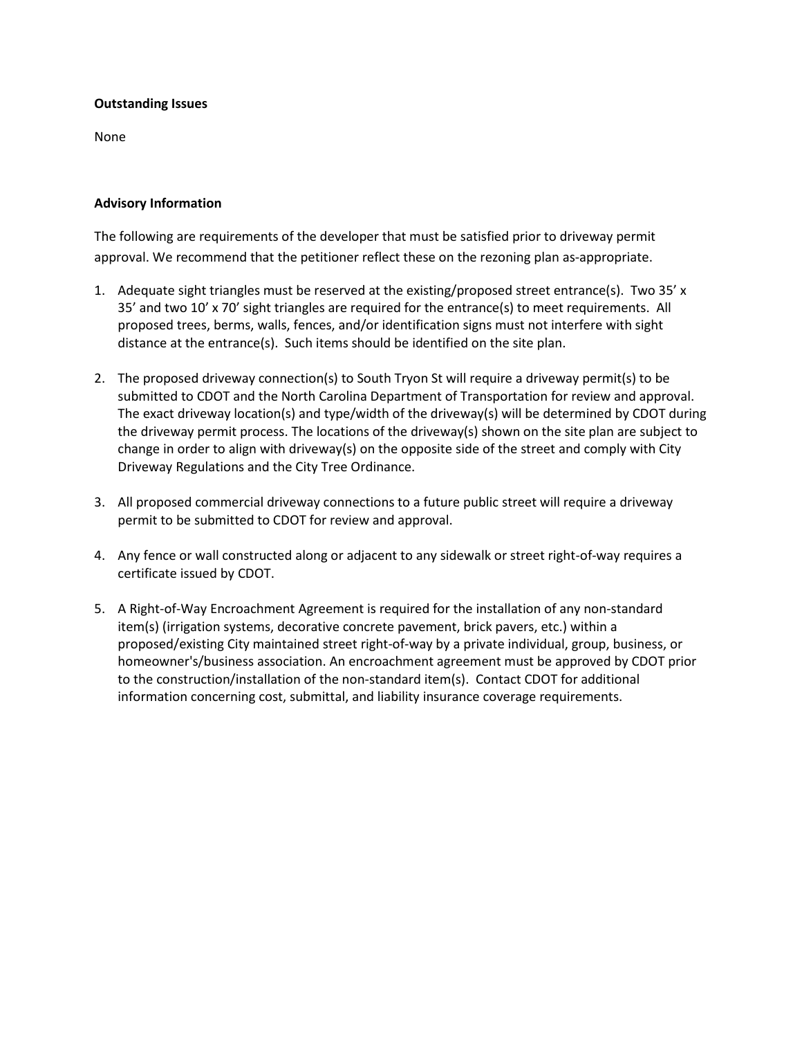**Outstanding Issues**

None

**Advisory Information**

The following are requirements of the developer that must be satisfied prior to driveway permit approval. We recommend that the petitioner reflect these on the rezoning plan as-appropriate.

1. Adequate sight triangles must be reserved at the existing/proposed street entrance(s). Two 35' x 35' and two 10' x 70' sight triangles are required for the entrance(s) to meet requirements. All proposed trees, berms, walls, fences, and/or identification signs must not interfere with sight distance at the entrance(s). Such items should be identified on the site plan.

2. The proposed driveway connection(s) to South Tryon St will require a driveway permit(s) to be submitted to CDOT and the North Carolina Department of Transportation for review and approval. The exact driveway location(s) and type/width of the driveway(s) will be determined by CDOT during the driveway permit process. The locations of the driveway(s) shown on the site plan are subject to change in order to align with driveway(s) on the opposite side of the street and comply with City Driveway Regulations and the City Tree Ordinance.

3. All proposed commercial driveway connections to a future public street will require a driveway permit to be submitted to CDOT for review and approval.

4. Any fence or wall constructed along or adjacent to any sidewalk or street right-of-way requires a certificate issued by CDOT.

5. A Right-of-Way Encroachment Agreement is required for the installation of any non-standard item(s) (irrigation systems, decorative concrete pavement, brick pavers, etc.) within a proposed/existing City maintained street right-of-way by a private individual, group, business, or homeowner's/business association. An encroachment agreement must be approved by CDOT prior to the construction/installation of the non-standard item(s). Contact CDOT for additional information concerning cost, submittal, and liability insurance coverage requirements.